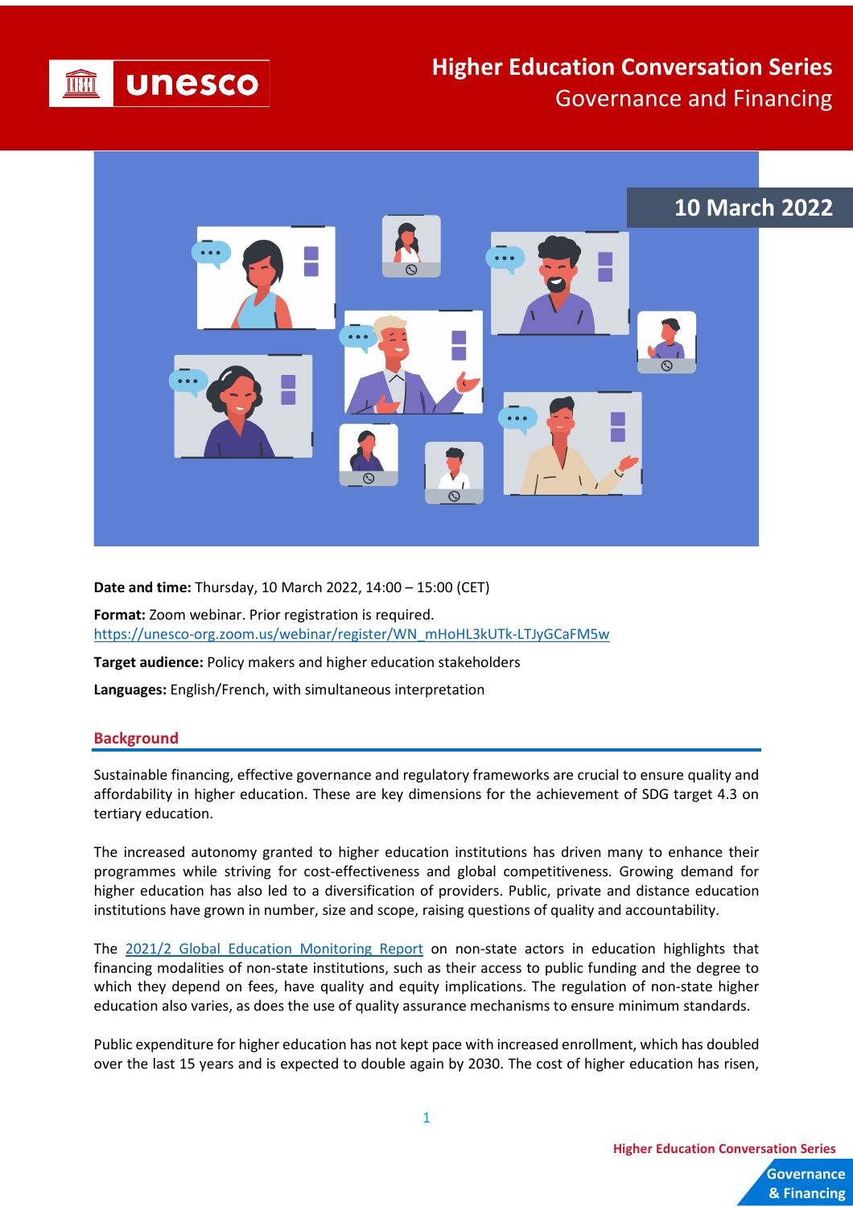# Higher Education Conversation Series

## Governance and Financing

10 March 2022

**Date and time:** Thursday, 10 March 2022, 14:00 – 15:00 (CET)

**Format:** Zoom webinar. Prior registration is required.
https://unesco-org.zoom.us/webinar/register/WN_mHoHL3kUTk-LTJyGCaFM5w

**Target audience:** Policy makers and higher education stakeholders

**Languages:** English/French, with simultaneous interpretation

## Background

Sustainable financing, effective governance and regulatory frameworks are crucial to ensure quality and affordability in higher education. These are key dimensions for the achievement of SDG target 4.3 on tertiary education.

The increased autonomy granted to higher education institutions has driven many to enhance their programmes while striving for cost-effectiveness and global competitiveness. Growing demand for higher education has also led to a diversification of providers. Public, private and distance education institutions have grown in number, size and scope, raising questions of quality and accountability.

The 2021/2 Global Education Monitoring Report on non-state actors in education highlights that financing modalities of non-state institutions, such as their access to public funding and the degree to which they depend on fees, have quality and equity implications. The regulation of non-state higher education also varies, as does the use of quality assurance mechanisms to ensure minimum standards.

Public expenditure for higher education has not kept pace with increased enrollment, which has doubled over the last 15 years and is expected to double again by 2030. The cost of higher education has risen,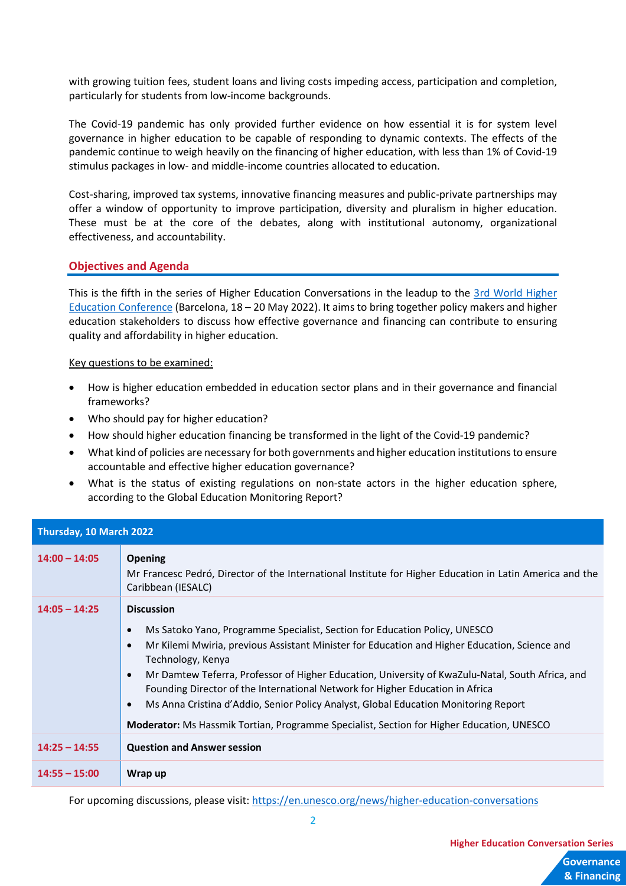with growing tuition fees, student loans and living costs impeding access, participation and completion, particularly for students from low-income backgrounds.

The Covid-19 pandemic has only provided further evidence on how essential it is for system level governance in higher education to be capable of responding to dynamic contexts. The effects of the pandemic continue to weigh heavily on the financing of higher education, with less than 1% of Covid-19 stimulus packages in low- and middle-income countries allocated to education.

Cost-sharing, improved tax systems, innovative financing measures and public-private partnerships may offer a window of opportunity to improve participation, diversity and pluralism in higher education. These must be at the core of the debates, along with institutional autonomy, organizational effectiveness, and accountability.

## Objectives and Agenda

This is the fifth in the series of Higher Education Conversations in the leadup to the [3rd World Higher Education Conference] (Barcelona, 18 – 20 May 2022). It aims to bring together policy makers and higher education stakeholders to discuss how effective governance and financing can contribute to ensuring quality and affordability in higher education.

Key questions to be examined:

- How is higher education embedded in education sector plans and in their governance and financial frameworks?
- Who should pay for higher education?
- How should higher education financing be transformed in the light of the Covid-19 pandemic?
- What kind of policies are necessary for both governments and higher education institutions to ensure accountable and effective higher education governance?
- What is the status of existing regulations on non-state actors in the higher education sphere, according to the Global Education Monitoring Report?

| **Thursday, 10 March 2022** | |
|---|---|
| 14:00 – 14:05 | **Opening**<br>Mr Francesc Pedró, Director of the International Institute for Higher Education in Latin America and the Caribbean (IESALC) |
| 14:05 – 14:25 | **Discussion**<br>• Ms Satoko Yano, Programme Specialist, Section for Education Policy, UNESCO<br>• Mr Kilemi Mwiria, previous Assistant Minister for Education and Higher Education, Science and Technology, Kenya<br>• Mr Damtew Teferra, Professor of Higher Education, University of KwaZulu-Natal, South Africa, and Founding Director of the International Network for Higher Education in Africa<br>• Ms Anna Cristina d'Addio, Senior Policy Analyst, Global Education Monitoring Report<br>**Moderator:** Ms Hassmik Tortian, Programme Specialist, Section for Higher Education, UNESCO |
| 14:25 – 14:55 | **Question and Answer session** |
| 14:55 – 15:00 | **Wrap up** |

For upcoming discussions, please visit: https://en.unesco.org/news/higher-education-conversations